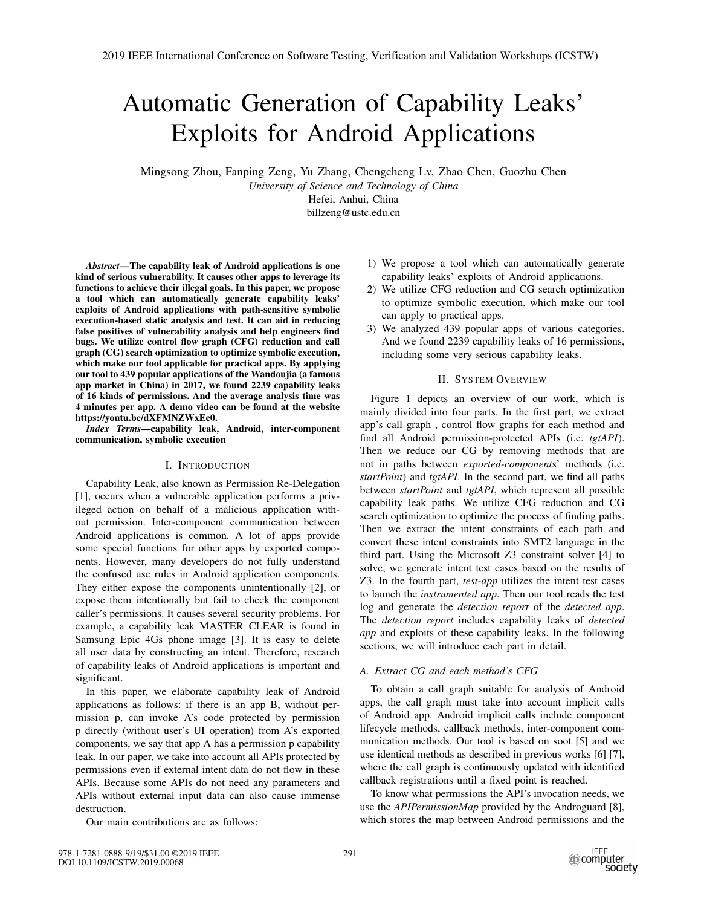# Automatic Generation of Capability Leaks' Exploits for Android Applications

Mingsong Zhou, Fanping Zeng, Yu Zhang, Chengcheng Lv, Zhao Chen, Guozhu Chen

*University of Science and Technology of China*

Hefei, Anhui, China

billzeng@ustc.edu.cn

***Abstract*—The capability leak of Android applications is one kind of serious vulnerability. It causes other apps to leverage its functions to achieve their illegal goals. In this paper, we propose a tool which can automatically generate capability leaks' exploits of Android applications with path-sensitive symbolic execution-based static analysis and test. It can aid in reducing false positives of vulnerability analysis and help engineers find bugs. We utilize control flow graph (CFG) reduction and call graph (CG) search optimization to optimize symbolic execution, which make our tool applicable for practical apps. By applying our tool to 439 popular applications of the Wandoujia (a famous app market in China) in 2017, we found 2239 capability leaks of 16 kinds of permissions. And the average analysis time was 4 minutes per app. A demo video can be found at the website https://youtu.be/dXFMNZWxEc0.**

***Index Terms*—capability leak, Android, inter-component communication, symbolic execution**

## I. Introduction

Capability Leak, also known as Permission Re-Delegation [1], occurs when a vulnerable application performs a privileged action on behalf of a malicious application without permission. Inter-component communication between Android applications is common. A lot of apps provide some special functions for other apps by exported components. However, many developers do not fully understand the confused use rules in Android application components. They either expose the components unintentionally [2], or expose them intentionally but fail to check the component caller's permissions. It causes several security problems. For example, a capability leak MASTER_CLEAR is found in Samsung Epic 4Gs phone image [3]. It is easy to delete all user data by constructing an intent. Therefore, research of capability leaks of Android applications is important and significant.

In this paper, we elaborate capability leak of Android applications as follows: if there is an app B, without permission p, can invoke A's code protected by permission p directly (without user's UI operation) from A's exported components, we say that app A has a permission p capability leak. In our paper, we take into account all APIs protected by permissions even if external intent data do not flow in these APIs. Because some APIs do not need any parameters and APIs without external input data can also cause immense destruction.

Our main contributions are as follows:

1) We propose a tool which can automatically generate capability leaks' exploits of Android applications.
2) We utilize CFG reduction and CG search optimization to optimize symbolic execution, which make our tool can apply to practical apps.
3) We analyzed 439 popular apps of various categories. And we found 2239 capability leaks of 16 permissions, including some very serious capability leaks.

## II. System Overview

Figure 1 depicts an overview of our work, which is mainly divided into four parts. In the first part, we extract app's call graph , control flow graphs for each method and find all Android permission-protected APIs (i.e. *tgtAPI*). Then we reduce our CG by removing methods that are not in paths between *exported-component*s' methods (i.e. *startPoint*) and *tgtAPI*. In the second part, we find all paths between *startPoint* and *tgtAPI*, which represent all possible capability leak paths. We utilize CFG reduction and CG search optimization to optimize the process of finding paths. Then we extract the intent constraints of each path and convert these intent constraints into SMT2 language in the third part. Using the Microsoft Z3 constraint solver [4] to solve, we generate intent test cases based on the results of Z3. In the fourth part, *test-app* utilizes the intent test cases to launch the *instrumented app*. Then our tool reads the test log and generate the *detection report* of the *detected app*. The *detection report* includes capability leaks of *detected app* and exploits of these capability leaks. In the following sections, we will introduce each part in detail.

### A. Extract CG and each method's CFG

To obtain a call graph suitable for analysis of Android apps, the call graph must take into account implicit calls of Android app. Android implicit calls include component lifecycle methods, callback methods, inter-component communication methods. Our tool is based on soot [5] and we use identical methods as described in previous works [6] [7], where the call graph is continuously updated with identified callback registrations until a fixed point is reached.

To know what permissions the API's invocation needs, we use the *APIPermissionMap* provided by the Androguard [8], which stores the map between Android permissions and the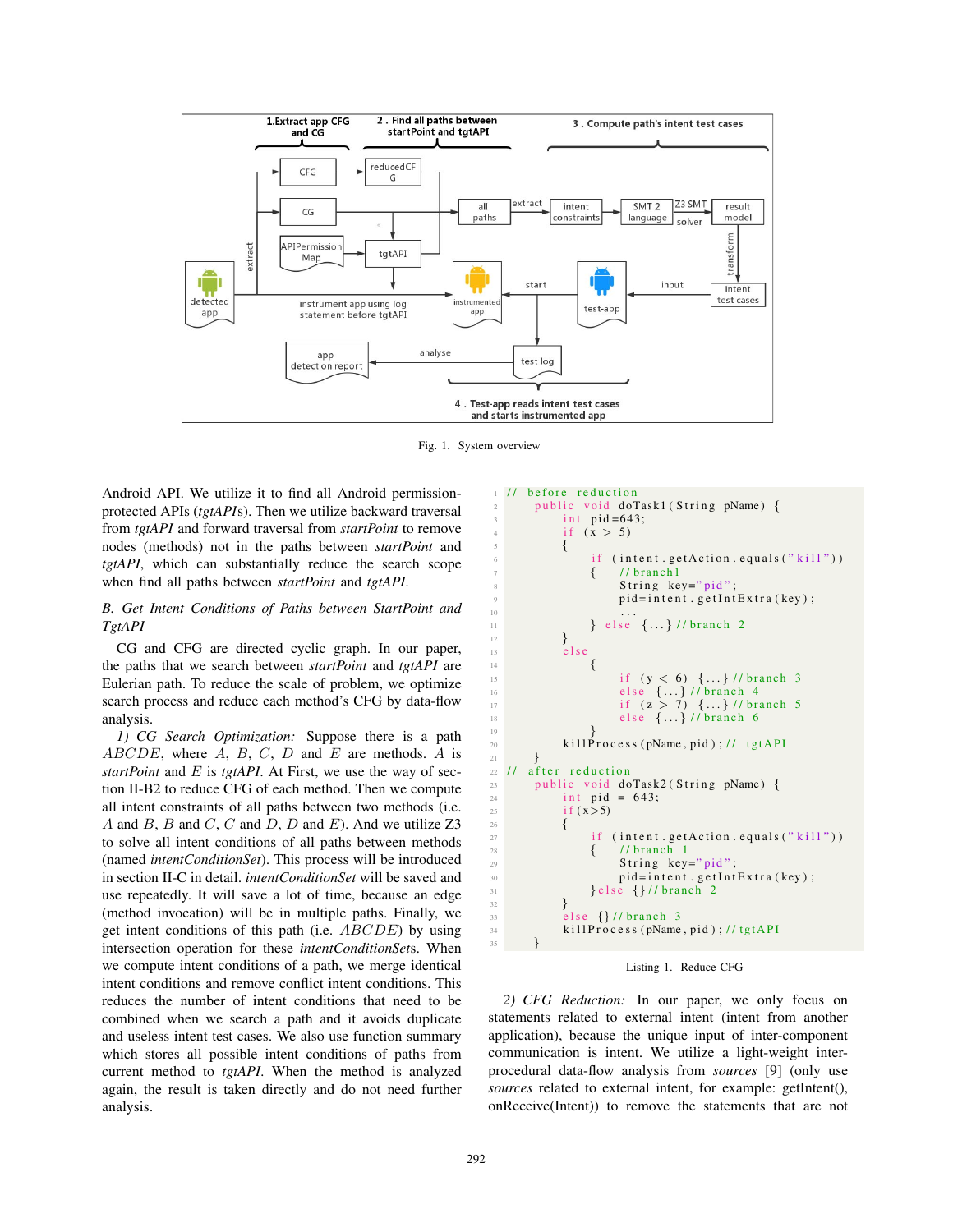Fig. 1. System overview

Android API. We utilize it to find all Android permission-protected APIs (*tgtAPIs*). Then we utilize backward traversal from *tgtAPI* and forward traversal from *startPoint* to remove nodes (methods) not in the paths between *startPoint* and *tgtAPI*, which can substantially reduce the search scope when find all paths between *startPoint* and *tgtAPI*.

### B. Get Intent Conditions of Paths between StartPoint and TgtAPI

CG and CFG are directed cyclic graph. In our paper, the paths that we search between *startPoint* and *tgtAPI* are Eulerian path. To reduce the scale of problem, we optimize search process and reduce each method's CFG by data-flow analysis.

*1) CG Search Optimization:* Suppose there is a path $ABCDE$, where $A$, $B$, $C$, $D$ and $E$ are methods. $A$ is *startPoint* and $E$ is *tgtAPI*. At First, we use the way of section II-B2 to reduce CFG of each method. Then we compute all intent constraints of all paths between two methods (i.e. $A$ and $B$, $B$ and $C$, $C$ and $D$, $D$ and $E$). And we utilize Z3 to solve all intent conditions of all paths between methods (named *intentConditionSet*). This process will be introduced in section II-C in detail. *intentConditionSet* will be saved and use repeatedly. It will save a lot of time, because an edge (method invocation) will be in multiple paths. Finally, we get intent conditions of this path (i.e. $ABCDE$) by using intersection operation for these *intentConditionSets*. When we compute intent conditions of a path, we merge identical intent conditions and remove conflict intent conditions. This reduces the number of intent conditions that need to be combined when we search a path and it avoids duplicate and useless intent test cases. We also use function summary which stores all possible intent conditions of paths from current method to *tgtAPI*. When the method is analyzed again, the result is taken directly and do not need further analysis.

```
// before reduction
   public void doTask1(String pName) {
      int pid=643;
      if (x > 5)
      {
         if (intent.getAction.equals("kill"))
         {   //branch1
             String key="pid";
             pid=intent.getIntExtra(key);
             ...
         } else {...} //branch 2
      }
      else
         {
             if (y < 6) {...} //branch 3
             else {...} //branch 4
             if (z > 7) {...} //branch 5
             else {...} //branch 6
         }
      killProcess(pName,pid);// tgtAPI
   }
// after reduction
   public void doTask2(String pName) {
      int pid = 643;
      if(x>5)
      {
         if (intent.getAction.equals("kill"))
         {  //branch 1
             String key="pid";
             pid=intent.getIntExtra(key);
         }else {}//branch 2
      }
      else {}//branch 3
      killProcess(pName,pid);//tgtAPI
   }
```

Listing 1. Reduce CFG

*2) CFG Reduction:* In our paper, we only focus on statements related to external intent (intent from another application), because the unique input of inter-component communication is intent. We utilize a light-weight inter-procedural data-flow analysis from *sources* [9] (only use *sources* related to external intent, for example: getIntent(), onReceive(Intent)) to remove the statements that are not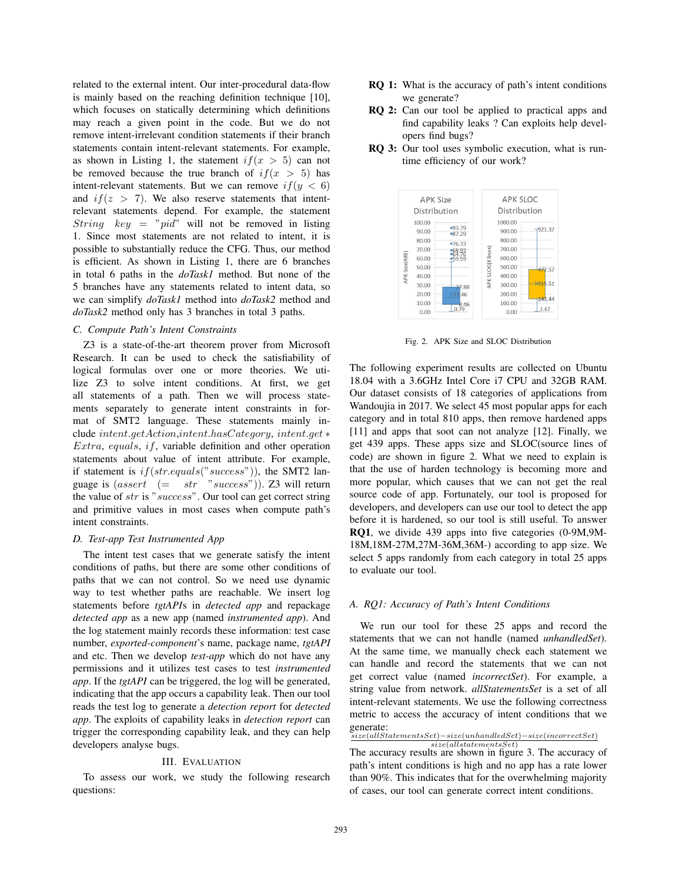related to the external intent. Our inter-procedural data-flow is mainly based on the reaching definition technique [10], which focuses on statically determining which definitions may reach a given point in the code. But we do not remove intent-irrelevant condition statements if their branch statements contain intent-relevant statements. For example, as shown in Listing 1, the statement $if(x > 5)$ can not be removed because the true branch of $if(x > 5)$ has intent-relevant statements. But we can remove $if(y < 6)$ and $if(z > 7)$. We also reserve statements that intent-relevant statements depend. For example, the statement $String\ \ key = "pid"$ will not be removed in listing 1. Since most statements are not related to intent, it is possible to substantially reduce the CFG. Thus, our method is efficient. As shown in Listing 1, there are 6 branches in total 6 paths in the *doTask1* method. But none of the 5 branches have any statements related to intent data, so we can simplify *doTask1* method into *doTask2* method and *doTask2* method only has 3 branches in total 3 paths.

### C. Compute Path's Intent Constraints

Z3 is a state-of-the-art theorem prover from Microsoft Research. It can be used to check the satisfiability of logical formulas over one or more theories. We utilize Z3 to solve intent conditions. At first, we get all statements of a path. Then we will process statements separately to generate intent constraints in format of SMT2 language. These statements mainly include $intent.getAction$,$intent.hasCategory$, $intent.get*Extra$, $equals$, $if$, variable definition and other operation statements about value of intent attribute. For example, if statement is $if(str.equals("success"))$, the SMT2 language is $(assert\ \ (=\ \ str\ \ "success"))$. Z3 will return the value of $str$ is $"success"$. Our tool can get correct string and primitive values in most cases when compute path's intent constraints.

### D. Test-app Test Instrumented App

The intent test cases that we generate satisfy the intent conditions of paths, but there are some other conditions of paths that we can not control. So we need use dynamic way to test whether paths are reachable. We insert log statements before *tgtAPI*s in *detected app* and repackage *detected app* as a new app (named *instrumented app*). And the log statement mainly records these information: test case number, *exported-component*'s name, package name, *tgtAPI* and etc. Then we develop *test-app* which do not have any permissions and it utilizes test cases to test *instrumented app*. If the *tgtAPI* can be triggered, the log will be generated, indicating that the app occurs a capability leak. Then our tool reads the test log to generate a *detection report* for *detected app*. The exploits of capability leaks in *detection report* can trigger the corresponding capability leak, and they can help developers analyse bugs.

## III. Evaluation

To assess our work, we study the following research questions:

- **RQ 1:** What is the accuracy of path's intent conditions we generate?
- **RQ 2:** Can our tool be applied to practical apps and find capability leaks ? Can exploits help developers find bugs?
- **RQ 3:** Our tool uses symbolic execution, what is runtime efficiency of our work?

Fig. 2. APK Size and SLOC Distribution

The following experiment results are collected on Ubuntu 18.04 with a 3.6GHz Intel Core i7 CPU and 32GB RAM. Our dataset consists of 18 categories of applications from Wandoujia in 2017. We select 45 most popular apps for each category and in total 810 apps, then remove hardened apps [11] and apps that soot can not analyze [12]. Finally, we get 439 apps. These apps size and SLOC(source lines of code) are shown in figure 2. What we need to explain is that the use of harden technology is becoming more and more popular, which causes that we can not get the real source code of app. Fortunately, our tool is proposed for developers, and developers can use our tool to detect the app before it is hardened, so our tool is still useful. To answer **RQ1**, we divide 439 apps into five categories (0-9M,9M-18M,18M-27M,27M-36M,36M-) according to app size. We select 5 apps randomly from each category in total 25 apps to evaluate our tool.

### A. RQ1: Accuracy of Path's Intent Conditions

We run our tool for these 25 apps and record the statements that we can not handle (named *unhandledSet*). At the same time, we manually check each statement we can handle and record the statements that we can not get correct value (named *incorrectSet*). For example, a string value from network. *allStatementsSet* is a set of all intent-relevant statements. We use the following correctness metric to access the accuracy of intent conditions that we generate:

$$\frac{size(allStatementsSet) - size(unhandledSet) - size(incorrectSet)}{size(allstatementsSet)}$$

The accuracy results are shown in figure 3. The accuracy of path's intent conditions is high and no app has a rate lower than 90%. This indicates that for the overwhelming majority of cases, our tool can generate correct intent conditions.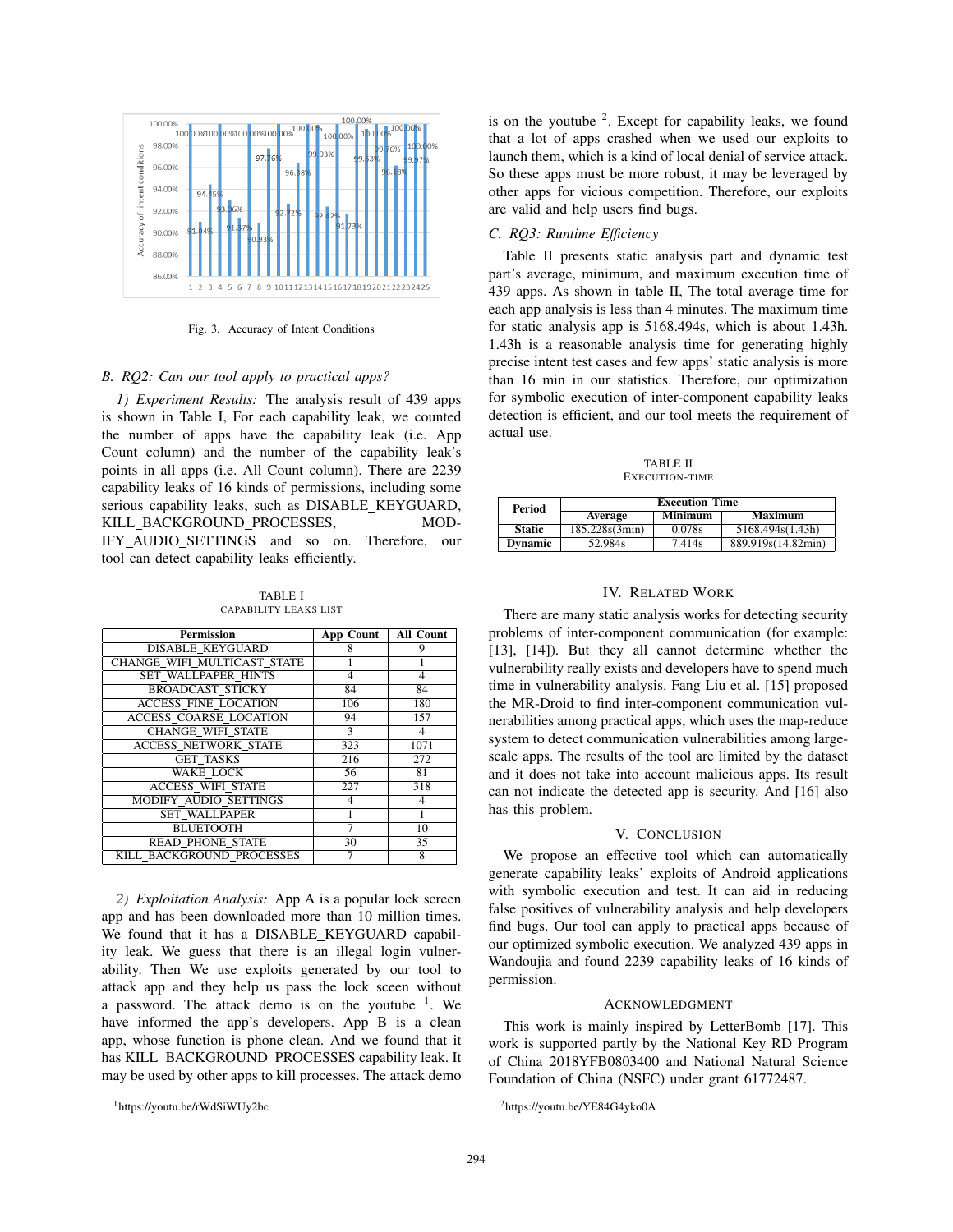Fig. 3. Accuracy of Intent Conditions

### B. RQ2: Can our tool apply to practical apps?

*1) Experiment Results:* The analysis result of 439 apps is shown in Table I, For each capability leak, we counted the number of apps have the capability leak (i.e. App Count column) and the number of the capability leak's points in all apps (i.e. All Count column). There are 2239 capability leaks of 16 kinds of permissions, including some serious capability leaks, such as DISABLE_KEYGUARD, KILL_BACKGROUND_PROCESSES, MODIFY_AUDIO_SETTINGS and so on. Therefore, our tool can detect capability leaks efficiently.

TABLE I
CAPABILITY LEAKS LIST

| Permission | App Count | All Count |
|---|---|---|
| DISABLE_KEYGUARD | 8 | 9 |
| CHANGE_WIFI_MULTICAST_STATE | 1 | 1 |
| SET_WALLPAPER_HINTS | 4 | 4 |
| BROADCAST_STICKY | 84 | 84 |
| ACCESS_FINE_LOCATION | 106 | 180 |
| ACCESS_COARSE_LOCATION | 94 | 157 |
| CHANGE_WIFI_STATE | 3 | 4 |
| ACCESS_NETWORK_STATE | 323 | 1071 |
| GET_TASKS | 216 | 272 |
| WAKE_LOCK | 56 | 81 |
| ACCESS_WIFI_STATE | 227 | 318 |
| MODIFY_AUDIO_SETTINGS | 4 | 4 |
| SET_WALLPAPER | 1 | 1 |
| BLUETOOTH | 7 | 10 |
| READ_PHONE_STATE | 30 | 35 |
| KILL_BACKGROUND_PROCESSES | 7 | 8 |

*2) Exploitation Analysis:* App A is a popular lock screen app and has been downloaded more than 10 million times. We found that it has a DISABLE_KEYGUARD capability leak. We guess that there is an illegal login vulnerability. Then We use exploits generated by our tool to attack app and they help us pass the lock sceen without a password. The attack demo is on the youtube [1]. We have informed the app's developers. App B is a clean app, whose function is phone clean. And we found that it has KILL_BACKGROUND_PROCESSES capability leak. It may be used by other apps to kill processes. The attack demo is on the youtube [2]. Except for capability leaks, we found that a lot of apps crashed when we used our exploits to launch them, which is a kind of local denial of service attack. So these apps must be more robust, it may be leveraged by other apps for vicious competition. Therefore, our exploits are valid and help users find bugs.

### C. RQ3: Runtime Efficiency

Table II presents static analysis part and dynamic test part's average, minimum, and maximum execution time of 439 apps. As shown in table II, The total average time for each app analysis is less than 4 minutes. The maximum time for static analysis app is 5168.494s, which is about 1.43h. 1.43h is a reasonable analysis time for generating highly precise intent test cases and few apps' static analysis is more than 16 min in our statistics. Therefore, our optimization for symbolic execution of inter-component capability leaks detection is efficient, and our tool meets the requirement of actual use.

TABLE II
EXECUTION-TIME

| Period | Execution Time | | |
|---|---|---|---|
| | Average | Minimum | Maximum |
| **Static** | 185.228s(3min) | 0.078s | 5168.494s(1.43h) |
| **Dynamic** | 52.984s | 7.414s | 889.919s(14.82min) |

## IV. Related Work

There are many static analysis works for detecting security problems of inter-component communication (for example: [13], [14]). But they all cannot determine whether the vulnerability really exists and developers have to spend much time in vulnerability analysis. Fang Liu et al. [15] proposed the MR-Droid to find inter-component communication vulnerabilities among practical apps, which uses the map-reduce system to detect communication vulnerabilities among large-scale apps. The results of the tool are limited by the dataset and it does not take into account malicious apps. Its result can not indicate the detected app is security. And [16] also has this problem.

## V. Conclusion

We propose an effective tool which can automatically generate capability leaks' exploits of Android applications with symbolic execution and test. It can aid in reducing false positives of vulnerability analysis and help developers find bugs. Our tool can apply to practical apps because of our optimized symbolic execution. We analyzed 439 apps in Wandoujia and found 2239 capability leaks of 16 kinds of permission.

## Acknowledgment

This work is mainly inspired by LetterBomb [17]. This work is supported partly by the National Key RD Program of China 2018YFB0803400 and National Natural Science Foundation of China (NSFC) under grant 61772487.

[1] https://youtu.be/rWdSiWUy2bc

[2] https://youtu.be/YE84G4yko0A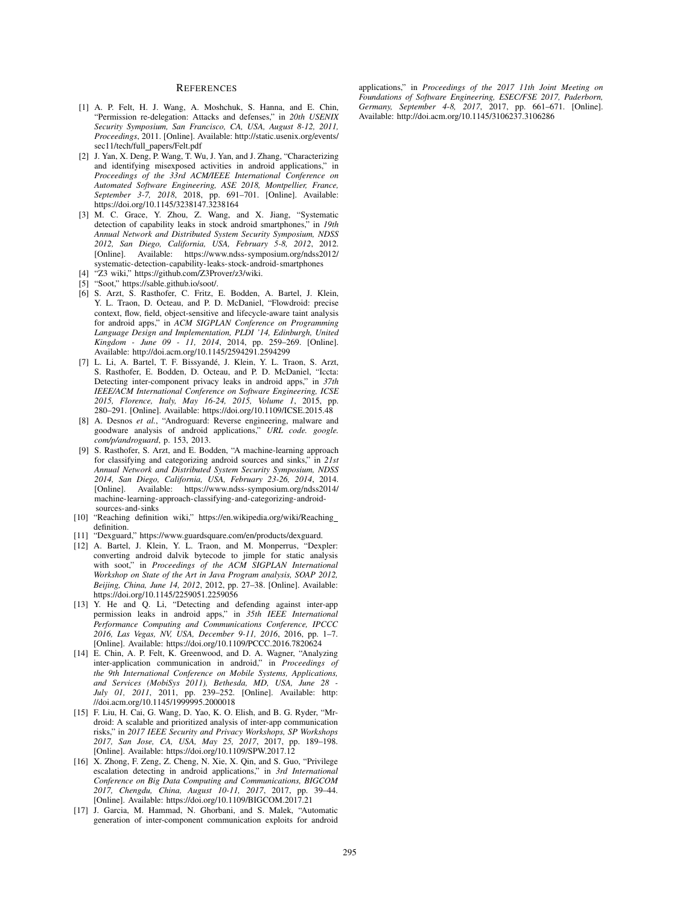## References

[1] A. P. Felt, H. J. Wang, A. Moshchuk, S. Hanna, and E. Chin, "Permission re-delegation: Attacks and defenses," in *20th USENIX Security Symposium, San Francisco, CA, USA, August 8-12, 2011, Proceedings*, 2011. [Online]. Available: http://static.usenix.org/events/sec11/tech/full_papers/Felt.pdf

[2] J. Yan, X. Deng, P. Wang, T. Wu, J. Yan, and J. Zhang, "Characterizing and identifying misexposed activities in android applications," in *Proceedings of the 33rd ACM/IEEE International Conference on Automated Software Engineering, ASE 2018, Montpellier, France, September 3-7, 2018*, 2018, pp. 691–701. [Online]. Available: https://doi.org/10.1145/3238147.3238164

[3] M. C. Grace, Y. Zhou, Z. Wang, and X. Jiang, "Systematic detection of capability leaks in stock android smartphones," in *19th Annual Network and Distributed System Security Symposium, NDSS 2012, San Diego, California, USA, February 5-8, 2012*, 2012. [Online]. Available: https://www.ndss-symposium.org/ndss2012/systematic-detection-capability-leaks-stock-android-smartphones

[4] "Z3 wiki," https://github.com/Z3Prover/z3/wiki.

[5] "Soot," https://sable.github.io/soot/.

[6] S. Arzt, S. Rasthofer, C. Fritz, E. Bodden, A. Bartel, J. Klein, Y. L. Traon, D. Octeau, and P. D. McDaniel, "Flowdroid: precise context, flow, field, object-sensitive and lifecycle-aware taint analysis for android apps," in *ACM SIGPLAN Conference on Programming Language Design and Implementation, PLDI '14, Edinburgh, United Kingdom - June 09 - 11, 2014*, 2014, pp. 259–269. [Online]. Available: http://doi.acm.org/10.1145/2594291.2594299

[7] L. Li, A. Bartel, T. F. Bissyandé, J. Klein, Y. L. Traon, S. Arzt, S. Rasthofer, E. Bodden, D. Octeau, and P. D. McDaniel, "Iccta: Detecting inter-component privacy leaks in android apps," in *37th IEEE/ACM International Conference on Software Engineering, ICSE 2015, Florence, Italy, May 16-24, 2015, Volume 1*, 2015, pp. 280–291. [Online]. Available: https://doi.org/10.1109/ICSE.2015.48

[8] A. Desnos *et al.*, "Androguard: Reverse engineering, malware and goodware analysis of android applications," *URL code. google. com/p/androguard*, p. 153, 2013.

[9] S. Rasthofer, S. Arzt, and E. Bodden, "A machine-learning approach for classifying and categorizing android sources and sinks," in *21st Annual Network and Distributed System Security Symposium, NDSS 2014, San Diego, California, USA, February 23-26, 2014*, 2014. [Online]. Available: https://www.ndss-symposium.org/ndss2014/machine-learning-approach-classifying-and-categorizing-android-sources-and-sinks

[10] "Reaching definition wiki," https://en.wikipedia.org/wiki/Reaching_definition.

[11] "Dexguard," https://www.guardsquare.com/en/products/dexguard.

[12] A. Bartel, J. Klein, Y. L. Traon, and M. Monperrus, "Dexpler: converting android dalvik bytecode to jimple for static analysis with soot," in *Proceedings of the ACM SIGPLAN International Workshop on State of the Art in Java Program analysis, SOAP 2012, Beijing, China, June 14, 2012*, 2012, pp. 27–38. [Online]. Available: https://doi.org/10.1145/2259051.2259056

[13] Y. He and Q. Li, "Detecting and defending against inter-app permission leaks in android apps," in *35th IEEE International Performance Computing and Communications Conference, IPCCC 2016, Las Vegas, NV, USA, December 9-11, 2016*, 2016, pp. 1–7. [Online]. Available: https://doi.org/10.1109/PCCC.2016.7820624

[14] E. Chin, A. P. Felt, K. Greenwood, and D. A. Wagner, "Analyzing inter-application communication in android," in *Proceedings of the 9th International Conference on Mobile Systems, Applications, and Services (MobiSys 2011), Bethesda, MD, USA, June 28 - July 01, 2011*, 2011, pp. 239–252. [Online]. Available: http://doi.acm.org/10.1145/1999995.2000018

[15] F. Liu, H. Cai, G. Wang, D. Yao, K. O. Elish, and B. G. Ryder, "Mr-droid: A scalable and prioritized analysis of inter-app communication risks," in *2017 IEEE Security and Privacy Workshops, SP Workshops 2017, San Jose, CA, USA, May 25, 2017*, 2017, pp. 189–198. [Online]. Available: https://doi.org/10.1109/SPW.2017.12

[16] X. Zhong, F. Zeng, Z. Cheng, N. Xie, X. Qin, and S. Guo, "Privilege escalation detecting in android applications," in *3rd International Conference on Big Data Computing and Communications, BIGCOM 2017, Chengdu, China, August 10-11, 2017*, 2017, pp. 39–44. [Online]. Available: https://doi.org/10.1109/BIGCOM.2017.21

[17] J. Garcia, M. Hammad, N. Ghorbani, and S. Malek, "Automatic generation of inter-component communication exploits for android applications," in *Proceedings of the 2017 11th Joint Meeting on Foundations of Software Engineering, ESEC/FSE 2017, Paderborn, Germany, September 4-8, 2017*, 2017, pp. 661–671. [Online]. Available: http://doi.acm.org/10.1145/3106237.3106286